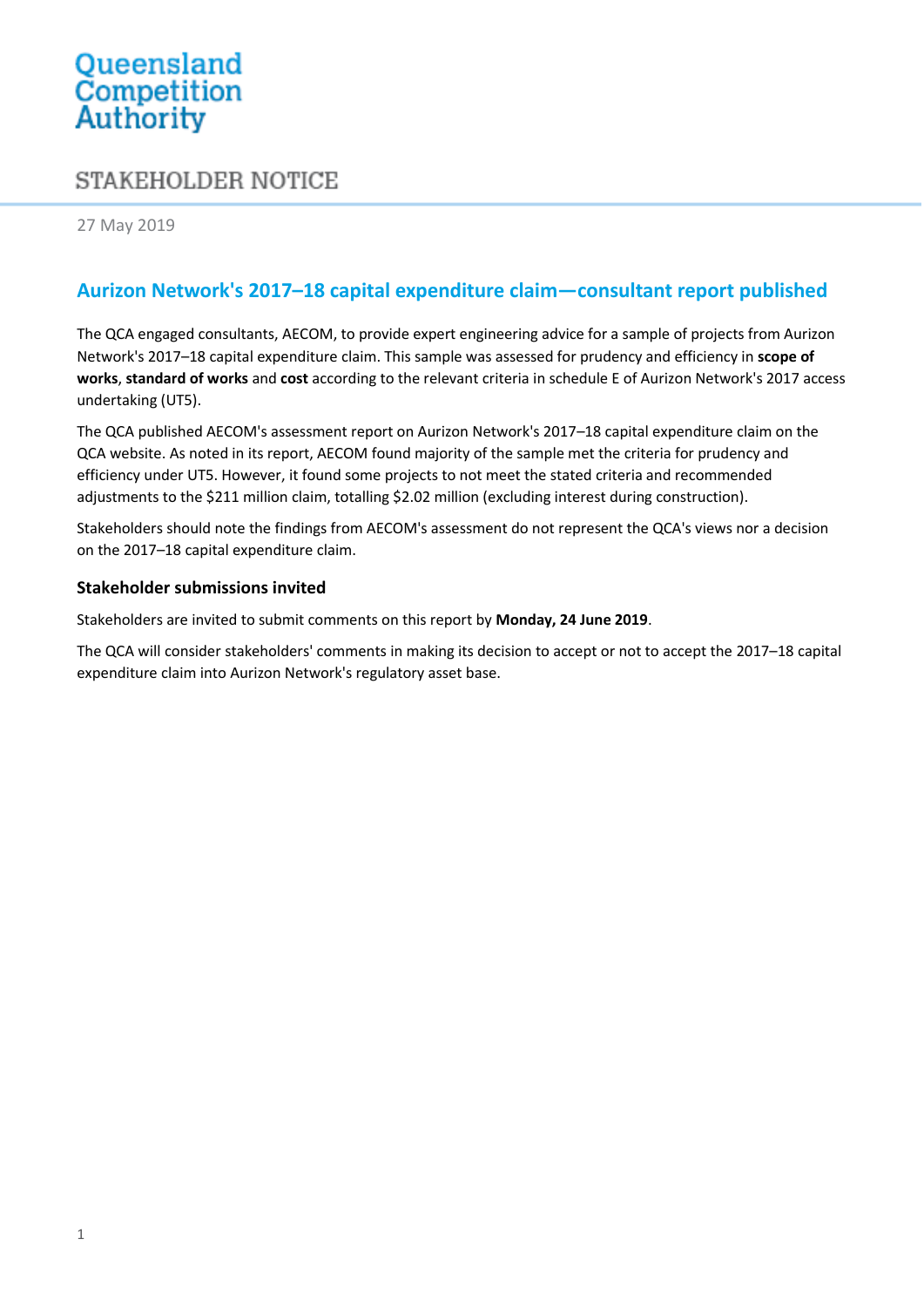Queensland Competition Authority

STAKEHOLDER NOTICE

27 May 2019

## Aurizon Network's 2017–18 capital expenditure claim—consultant report published

The QCA engaged consultants, AECOM, to provide expert engineering advice for a sample of projects from Aurizon Network's 2017–18 capital expenditure claim. This sample was assessed for prudency and efficiency in **scope of works**, **standard of works** and **cost** according to the relevant criteria in schedule E of Aurizon Network's 2017 access undertaking (UT5).

The QCA published AECOM's assessment report on Aurizon Network's 2017–18 capital expenditure claim on the QCA website. As noted in its report, AECOM found majority of the sample met the criteria for prudency and efficiency under UT5. However, it found some projects to not meet the stated criteria and recommended adjustments to the $211 million claim, totalling $2.02 million (excluding interest during construction).

Stakeholders should note the findings from AECOM's assessment do not represent the QCA's views nor a decision on the 2017–18 capital expenditure claim.

### Stakeholder submissions invited

Stakeholders are invited to submit comments on this report by **Monday, 24 June 2019**.

The QCA will consider stakeholders' comments in making its decision to accept or not to accept the 2017–18 capital expenditure claim into Aurizon Network's regulatory asset base.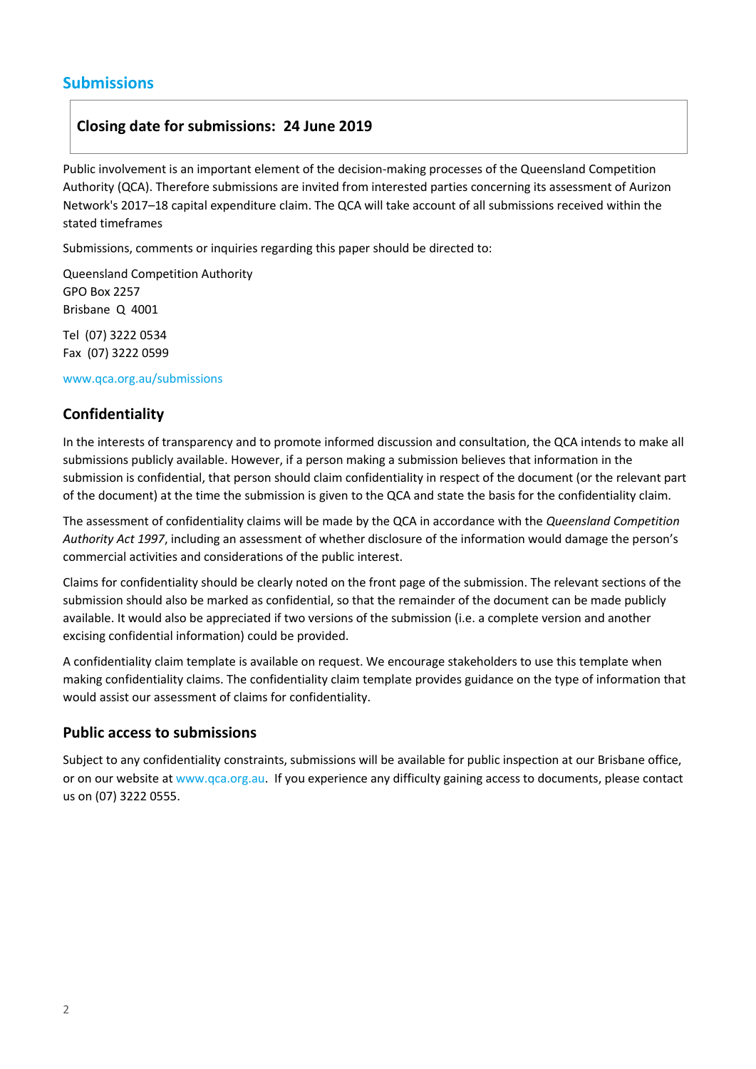## Submissions

**Closing date for submissions: 24 June 2019**

Public involvement is an important element of the decision-making processes of the Queensland Competition Authority (QCA). Therefore submissions are invited from interested parties concerning its assessment of Aurizon Network's 2017–18 capital expenditure claim. The QCA will take account of all submissions received within the stated timeframes

Submissions, comments or inquiries regarding this paper should be directed to:

Queensland Competition Authority
GPO Box 2257
Brisbane Q 4001

Tel (07) 3222 0534
Fax (07) 3222 0599

www.qca.org.au/submissions

### Confidentiality

In the interests of transparency and to promote informed discussion and consultation, the QCA intends to make all submissions publicly available. However, if a person making a submission believes that information in the submission is confidential, that person should claim confidentiality in respect of the document (or the relevant part of the document) at the time the submission is given to the QCA and state the basis for the confidentiality claim.

The assessment of confidentiality claims will be made by the QCA in accordance with the *Queensland Competition Authority Act 1997*, including an assessment of whether disclosure of the information would damage the person's commercial activities and considerations of the public interest.

Claims for confidentiality should be clearly noted on the front page of the submission. The relevant sections of the submission should also be marked as confidential, so that the remainder of the document can be made publicly available. It would also be appreciated if two versions of the submission (i.e. a complete version and another excising confidential information) could be provided.

A confidentiality claim template is available on request. We encourage stakeholders to use this template when making confidentiality claims. The confidentiality claim template provides guidance on the type of information that would assist our assessment of claims for confidentiality.

### Public access to submissions

Subject to any confidentiality constraints, submissions will be available for public inspection at our Brisbane office, or on our website at www.qca.org.au. If you experience any difficulty gaining access to documents, please contact us on (07) 3222 0555.